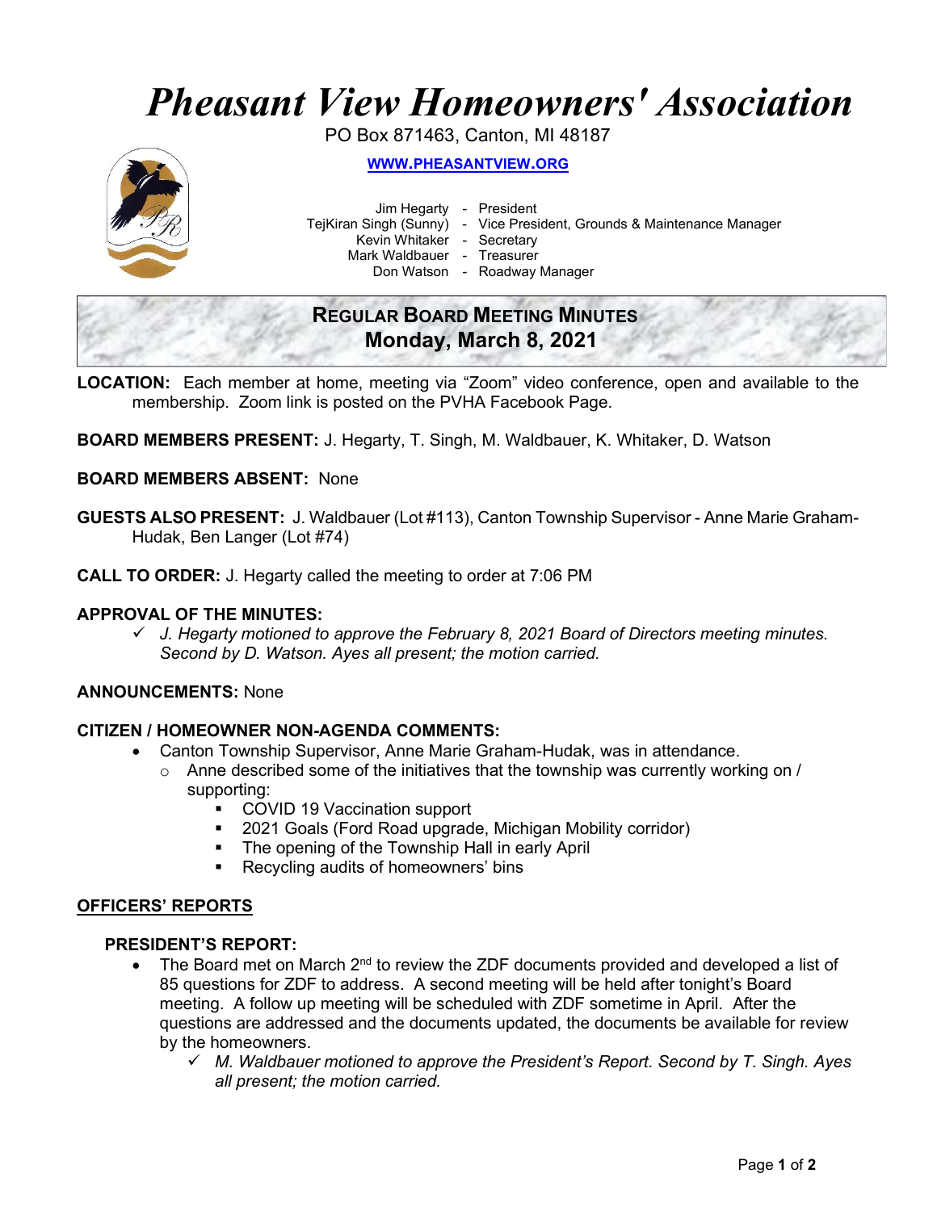# *Pheasant View Homeowners' Association*

PO Box 871463, Canton, MI 48187

**WWW.PHEASANTVIEW.ORG**

Jim Hegarty - President
TejKiran Singh (Sunny) - Vice President, Grounds & Maintenance Manager
Kevin Whitaker - Secretary
Mark Waldbauer - Treasurer
Don Watson - Roadway Manager

## REGULAR BOARD MEETING MINUTES
## Monday, March 8, 2021

**LOCATION:** Each member at home, meeting via "Zoom" video conference, open and available to the membership. Zoom link is posted on the PVHA Facebook Page.

**BOARD MEMBERS PRESENT:** J. Hegarty, T. Singh, M. Waldbauer, K. Whitaker, D. Watson

**BOARD MEMBERS ABSENT:** None

**GUESTS ALSO PRESENT:** J. Waldbauer (Lot #113), Canton Township Supervisor - Anne Marie Graham-Hudak, Ben Langer (Lot #74)

**CALL TO ORDER:** J. Hegarty called the meeting to order at 7:06 PM

**APPROVAL OF THE MINUTES:**

- ✓ *J. Hegarty motioned to approve the February 8, 2021 Board of Directors meeting minutes. Second by D. Watson. Ayes all present; the motion carried.*

**ANNOUNCEMENTS:** None

**CITIZEN / HOMEOWNER NON-AGENDA COMMENTS:**

- Canton Township Supervisor, Anne Marie Graham-Hudak, was in attendance.
  - Anne described some of the initiatives that the township was currently working on / supporting:
    - COVID 19 Vaccination support
    - 2021 Goals (Ford Road upgrade, Michigan Mobility corridor)
    - The opening of the Township Hall in early April
    - Recycling audits of homeowners' bins

## OFFICERS' REPORTS

### PRESIDENT'S REPORT:

- The Board met on March 2nd to review the ZDF documents provided and developed a list of 85 questions for ZDF to address. A second meeting will be held after tonight's Board meeting. A follow up meeting will be scheduled with ZDF sometime in April. After the questions are addressed and the documents updated, the documents be available for review by the homeowners.
  - ✓ *M. Waldbauer motioned to approve the President's Report. Second by T. Singh. Ayes all present; the motion carried.*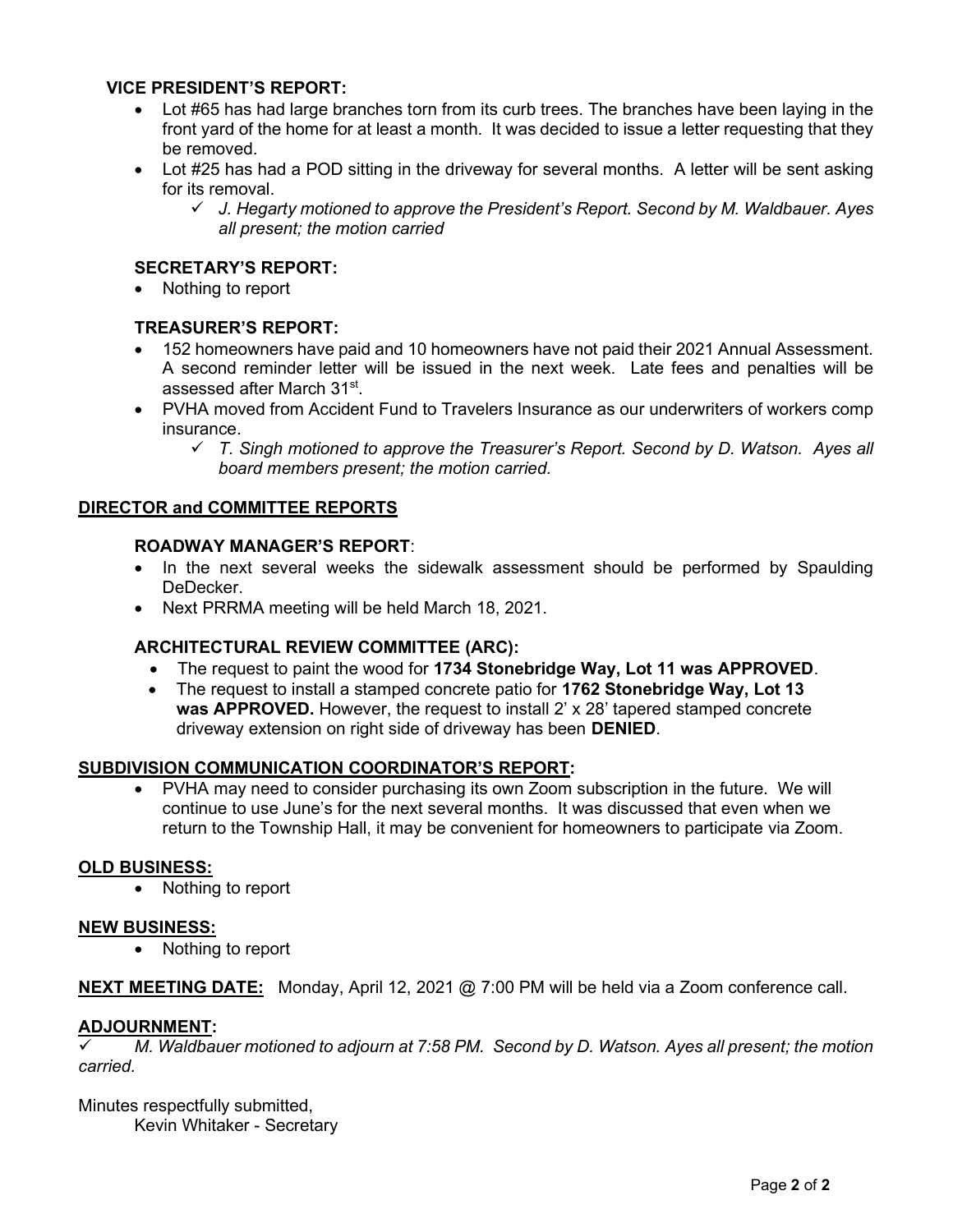### VICE PRESIDENT'S REPORT:

- Lot #65 has had large branches torn from its curb trees. The branches have been laying in the front yard of the home for at least a month. It was decided to issue a letter requesting that they be removed.
- Lot #25 has had a POD sitting in the driveway for several months. A letter will be sent asking for its removal.
  - ✓ *J. Hegarty motioned to approve the President's Report. Second by M. Waldbauer. Ayes all present; the motion carried*

### SECRETARY'S REPORT:

- Nothing to report

### TREASURER'S REPORT:

- 152 homeowners have paid and 10 homeowners have not paid their 2021 Annual Assessment. A second reminder letter will be issued in the next week. Late fees and penalties will be assessed after March 31st.
- PVHA moved from Accident Fund to Travelers Insurance as our underwriters of workers comp insurance.
  - ✓ *T. Singh motioned to approve the Treasurer's Report. Second by D. Watson. Ayes all board members present; the motion carried.*

## DIRECTOR and COMMITTEE REPORTS

### ROADWAY MANAGER'S REPORT:

- In the next several weeks the sidewalk assessment should be performed by Spaulding DeDecker.
- Next PRRMA meeting will be held March 18, 2021.

### ARCHITECTURAL REVIEW COMMITTEE (ARC):

- The request to paint the wood for **1734 Stonebridge Way, Lot 11 was APPROVED**.
- The request to install a stamped concrete patio for **1762 Stonebridge Way, Lot 13 was APPROVED.** However, the request to install 2' x 28' tapered stamped concrete driveway extension on right side of driveway has been **DENIED**.

## SUBDIVISION COMMUNICATION COORDINATOR'S REPORT:

- PVHA may need to consider purchasing its own Zoom subscription in the future. We will continue to use June's for the next several months. It was discussed that even when we return to the Township Hall, it may be convenient for homeowners to participate via Zoom.

## OLD BUSINESS:

- Nothing to report

## NEW BUSINESS:

- Nothing to report

**NEXT MEETING DATE:** Monday, April 12, 2021 @ 7:00 PM will be held via a Zoom conference call.

## ADJOURNMENT:

✓ *M. Waldbauer motioned to adjourn at 7:58 PM. Second by D. Watson. Ayes all present; the motion carried.*

Minutes respectfully submitted,

Kevin Whitaker - Secretary